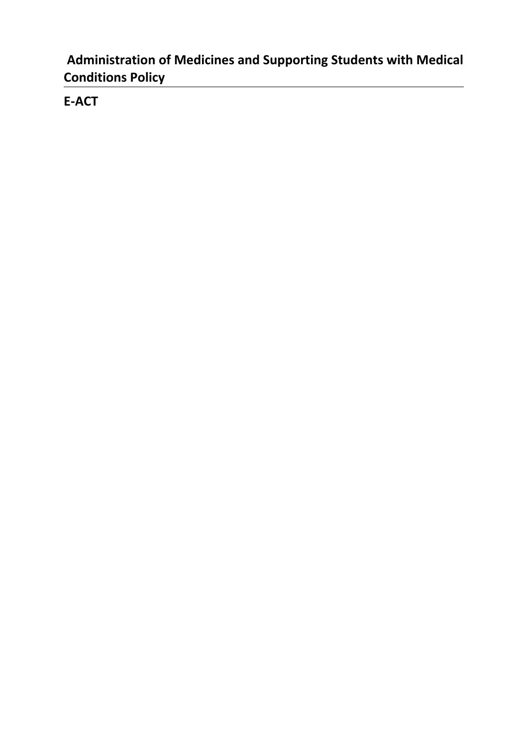# Administration of Medicines and Supporting Students with Medical Conditions Policy

---

## E-ACT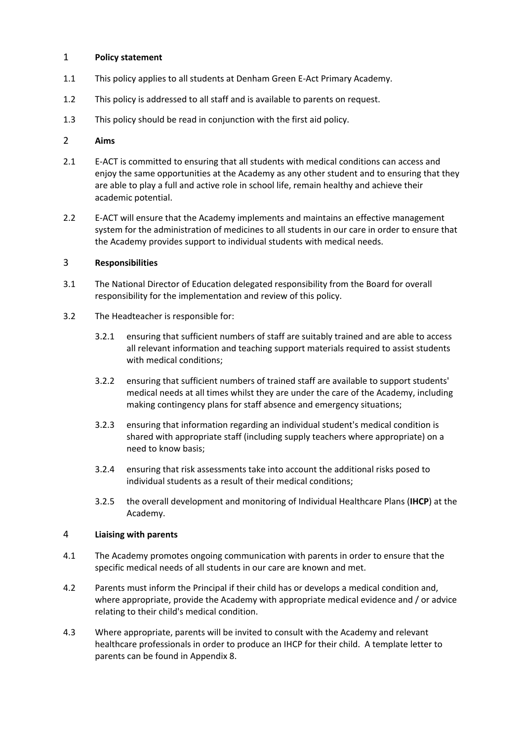## 1 Policy statement

1.1 This policy applies to all students at Denham Green E-Act Primary Academy.

1.2 This policy is addressed to all staff and is available to parents on request.

1.3 This policy should be read in conjunction with the first aid policy.

## 2 Aims

2.1 E-ACT is committed to ensuring that all students with medical conditions can access and enjoy the same opportunities at the Academy as any other student and to ensuring that they are able to play a full and active role in school life, remain healthy and achieve their academic potential.

2.2 E-ACT will ensure that the Academy implements and maintains an effective management system for the administration of medicines to all students in our care in order to ensure that the Academy provides support to individual students with medical needs.

## 3 Responsibilities

3.1 The National Director of Education delegated responsibility from the Board for overall responsibility for the implementation and review of this policy.

3.2 The Headteacher is responsible for:

3.2.1 ensuring that sufficient numbers of staff are suitably trained and are able to access all relevant information and teaching support materials required to assist students with medical conditions;

3.2.2 ensuring that sufficient numbers of trained staff are available to support students' medical needs at all times whilst they are under the care of the Academy, including making contingency plans for staff absence and emergency situations;

3.2.3 ensuring that information regarding an individual student's medical condition is shared with appropriate staff (including supply teachers where appropriate) on a need to know basis;

3.2.4 ensuring that risk assessments take into account the additional risks posed to individual students as a result of their medical conditions;

3.2.5 the overall development and monitoring of Individual Healthcare Plans (**IHCP**) at the Academy.

## 4 Liaising with parents

4.1 The Academy promotes ongoing communication with parents in order to ensure that the specific medical needs of all students in our care are known and met.

4.2 Parents must inform the Principal if their child has or develops a medical condition and, where appropriate, provide the Academy with appropriate medical evidence and / or advice relating to their child's medical condition.

4.3 Where appropriate, parents will be invited to consult with the Academy and relevant healthcare professionals in order to produce an IHCP for their child. A template letter to parents can be found in Appendix 8.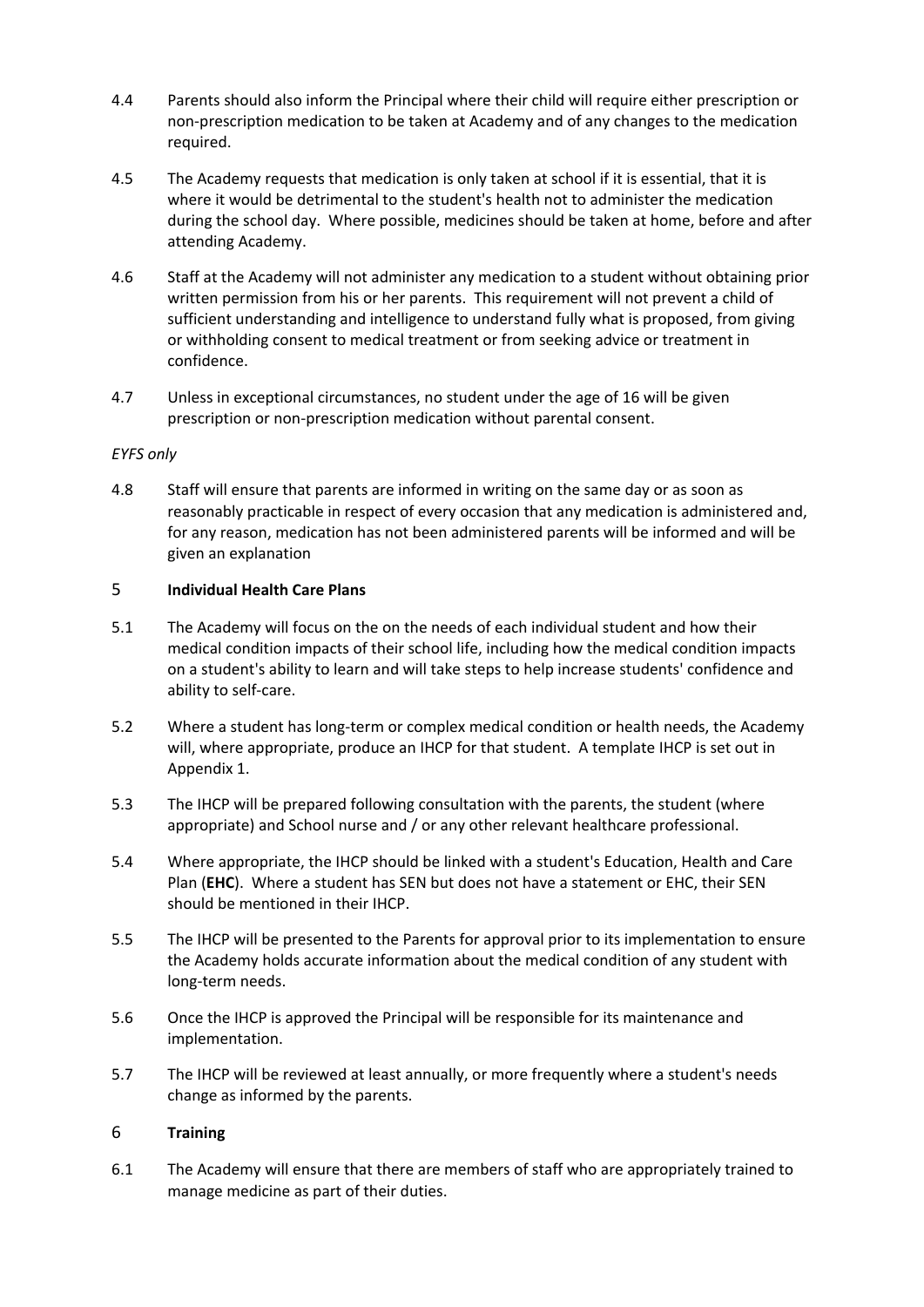4.4 Parents should also inform the Principal where their child will require either prescription or non-prescription medication to be taken at Academy and of any changes to the medication required.

4.5 The Academy requests that medication is only taken at school if it is essential, that it is where it would be detrimental to the student's health not to administer the medication during the school day. Where possible, medicines should be taken at home, before and after attending Academy.

4.6 Staff at the Academy will not administer any medication to a student without obtaining prior written permission from his or her parents. This requirement will not prevent a child of sufficient understanding and intelligence to understand fully what is proposed, from giving or withholding consent to medical treatment or from seeking advice or treatment in confidence.

4.7 Unless in exceptional circumstances, no student under the age of 16 will be given prescription or non-prescription medication without parental consent.

*EYFS only*

4.8 Staff will ensure that parents are informed in writing on the same day or as soon as reasonably practicable in respect of every occasion that any medication is administered and, for any reason, medication has not been administered parents will be informed and will be given an explanation

## 5 Individual Health Care Plans

5.1 The Academy will focus on the on the needs of each individual student and how their medical condition impacts of their school life, including how the medical condition impacts on a student's ability to learn and will take steps to help increase students' confidence and ability to self-care.

5.2 Where a student has long-term or complex medical condition or health needs, the Academy will, where appropriate, produce an IHCP for that student. A template IHCP is set out in Appendix 1.

5.3 The IHCP will be prepared following consultation with the parents, the student (where appropriate) and School nurse and / or any other relevant healthcare professional.

5.4 Where appropriate, the IHCP should be linked with a student's Education, Health and Care Plan (**EHC**). Where a student has SEN but does not have a statement or EHC, their SEN should be mentioned in their IHCP.

5.5 The IHCP will be presented to the Parents for approval prior to its implementation to ensure the Academy holds accurate information about the medical condition of any student with long-term needs.

5.6 Once the IHCP is approved the Principal will be responsible for its maintenance and implementation.

5.7 The IHCP will be reviewed at least annually, or more frequently where a student's needs change as informed by the parents.

## 6 Training

6.1 The Academy will ensure that there are members of staff who are appropriately trained to manage medicine as part of their duties.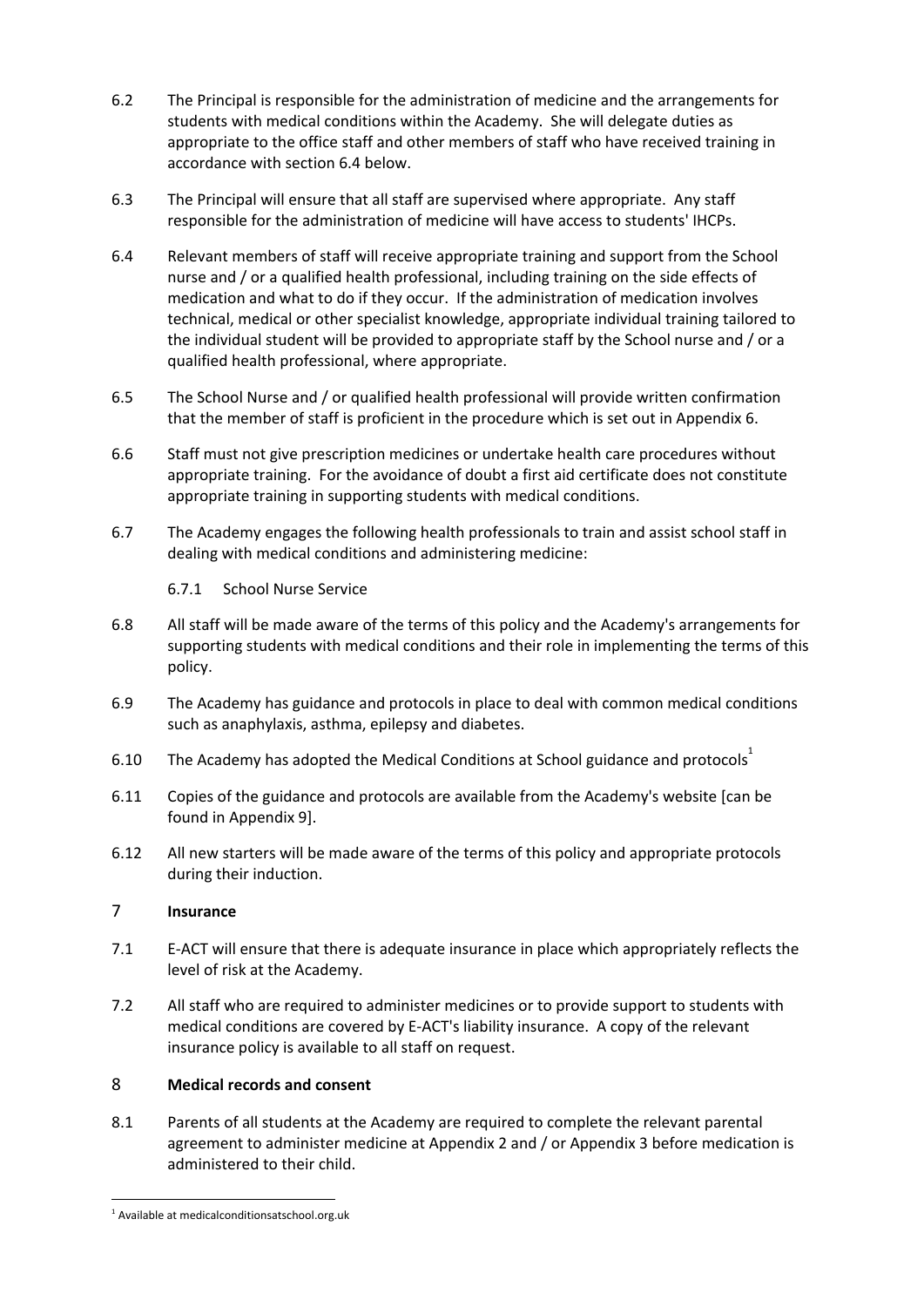6.2 The Principal is responsible for the administration of medicine and the arrangements for students with medical conditions within the Academy. She will delegate duties as appropriate to the office staff and other members of staff who have received training in accordance with section 6.4 below.

6.3 The Principal will ensure that all staff are supervised where appropriate. Any staff responsible for the administration of medicine will have access to students' IHCPs.

6.4 Relevant members of staff will receive appropriate training and support from the School nurse and / or a qualified health professional, including training on the side effects of medication and what to do if they occur. If the administration of medication involves technical, medical or other specialist knowledge, appropriate individual training tailored to the individual student will be provided to appropriate staff by the School nurse and / or a qualified health professional, where appropriate.

6.5 The School Nurse and / or qualified health professional will provide written confirmation that the member of staff is proficient in the procedure which is set out in Appendix 6.

6.6 Staff must not give prescription medicines or undertake health care procedures without appropriate training. For the avoidance of doubt a first aid certificate does not constitute appropriate training in supporting students with medical conditions.

6.7 The Academy engages the following health professionals to train and assist school staff in dealing with medical conditions and administering medicine:

6.7.1 School Nurse Service

6.8 All staff will be made aware of the terms of this policy and the Academy's arrangements for supporting students with medical conditions and their role in implementing the terms of this policy.

6.9 The Academy has guidance and protocols in place to deal with common medical conditions such as anaphylaxis, asthma, epilepsy and diabetes.

6.10 The Academy has adopted the Medical Conditions at School guidance and protocols[1]

6.11 Copies of the guidance and protocols are available from the Academy's website [can be found in Appendix 9].

6.12 All new starters will be made aware of the terms of this policy and appropriate protocols during their induction.

## 7 Insurance

7.1 E-ACT will ensure that there is adequate insurance in place which appropriately reflects the level of risk at the Academy.

7.2 All staff who are required to administer medicines or to provide support to students with medical conditions are covered by E-ACT's liability insurance. A copy of the relevant insurance policy is available to all staff on request.

## 8 Medical records and consent

8.1 Parents of all students at the Academy are required to complete the relevant parental agreement to administer medicine at Appendix 2 and / or Appendix 3 before medication is administered to their child.

[1] Available at medicalconditionsatschool.org.uk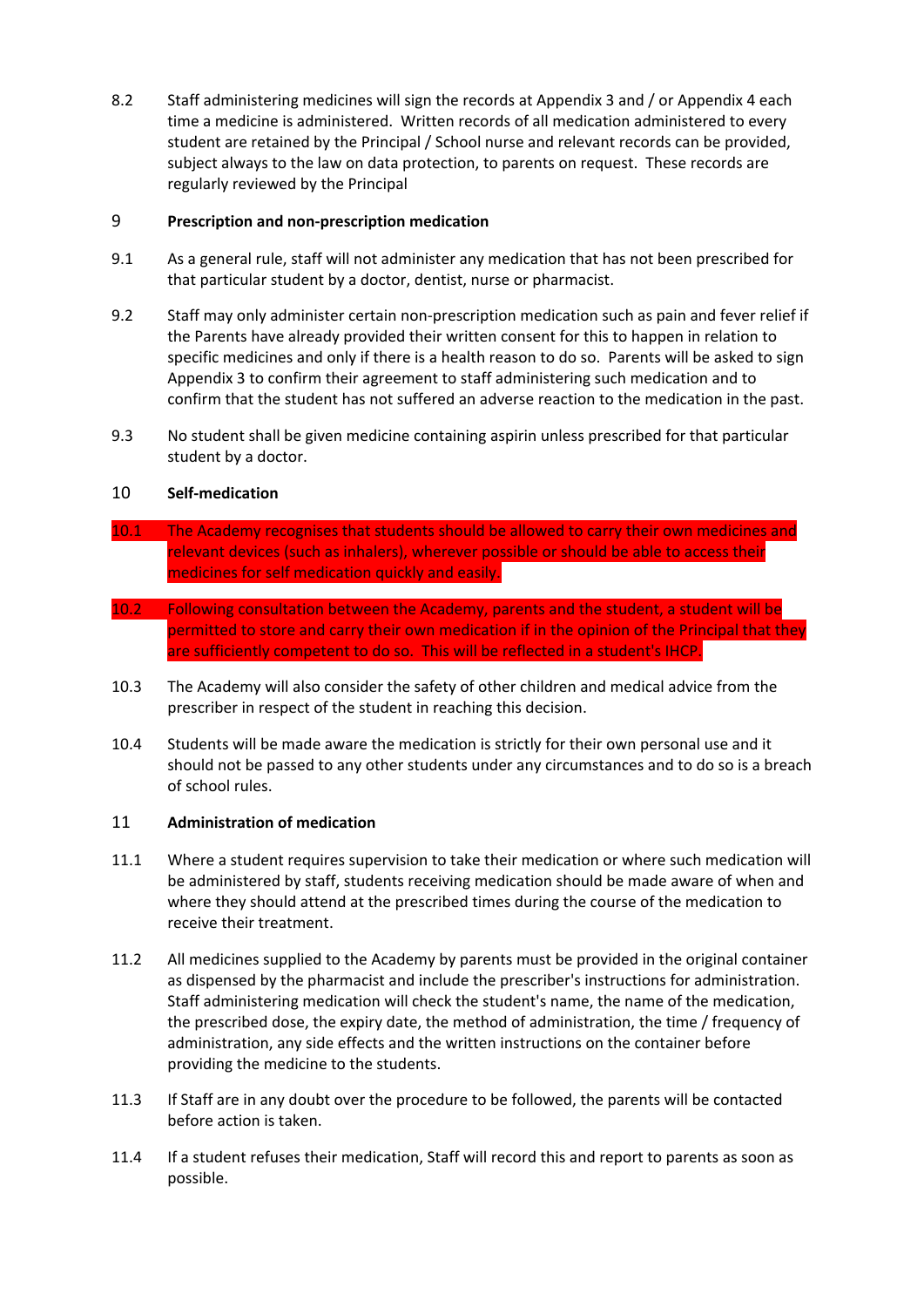8.2 Staff administering medicines will sign the records at Appendix 3 and / or Appendix 4 each time a medicine is administered. Written records of all medication administered to every student are retained by the Principal / School nurse and relevant records can be provided, subject always to the law on data protection, to parents on request. These records are regularly reviewed by the Principal

## 9 Prescription and non-prescription medication

9.1 As a general rule, staff will not administer any medication that has not been prescribed for that particular student by a doctor, dentist, nurse or pharmacist.

9.2 Staff may only administer certain non-prescription medication such as pain and fever relief if the Parents have already provided their written consent for this to happen in relation to specific medicines and only if there is a health reason to do so. Parents will be asked to sign Appendix 3 to confirm their agreement to staff administering such medication and to confirm that the student has not suffered an adverse reaction to the medication in the past.

9.3 No student shall be given medicine containing aspirin unless prescribed for that particular student by a doctor.

## 10 Self-medication

10.1 The Academy recognises that students should be allowed to carry their own medicines and relevant devices (such as inhalers), wherever possible or should be able to access their medicines for self medication quickly and easily.

10.2 Following consultation between the Academy, parents and the student, a student will be permitted to store and carry their own medication if in the opinion of the Principal that they are sufficiently competent to do so. This will be reflected in a student's IHCP.

10.3 The Academy will also consider the safety of other children and medical advice from the prescriber in respect of the student in reaching this decision.

10.4 Students will be made aware the medication is strictly for their own personal use and it should not be passed to any other students under any circumstances and to do so is a breach of school rules.

## 11 Administration of medication

11.1 Where a student requires supervision to take their medication or where such medication will be administered by staff, students receiving medication should be made aware of when and where they should attend at the prescribed times during the course of the medication to receive their treatment.

11.2 All medicines supplied to the Academy by parents must be provided in the original container as dispensed by the pharmacist and include the prescriber's instructions for administration. Staff administering medication will check the student's name, the name of the medication, the prescribed dose, the expiry date, the method of administration, the time / frequency of administration, any side effects and the written instructions on the container before providing the medicine to the students.

11.3 If Staff are in any doubt over the procedure to be followed, the parents will be contacted before action is taken.

11.4 If a student refuses their medication, Staff will record this and report to parents as soon as possible.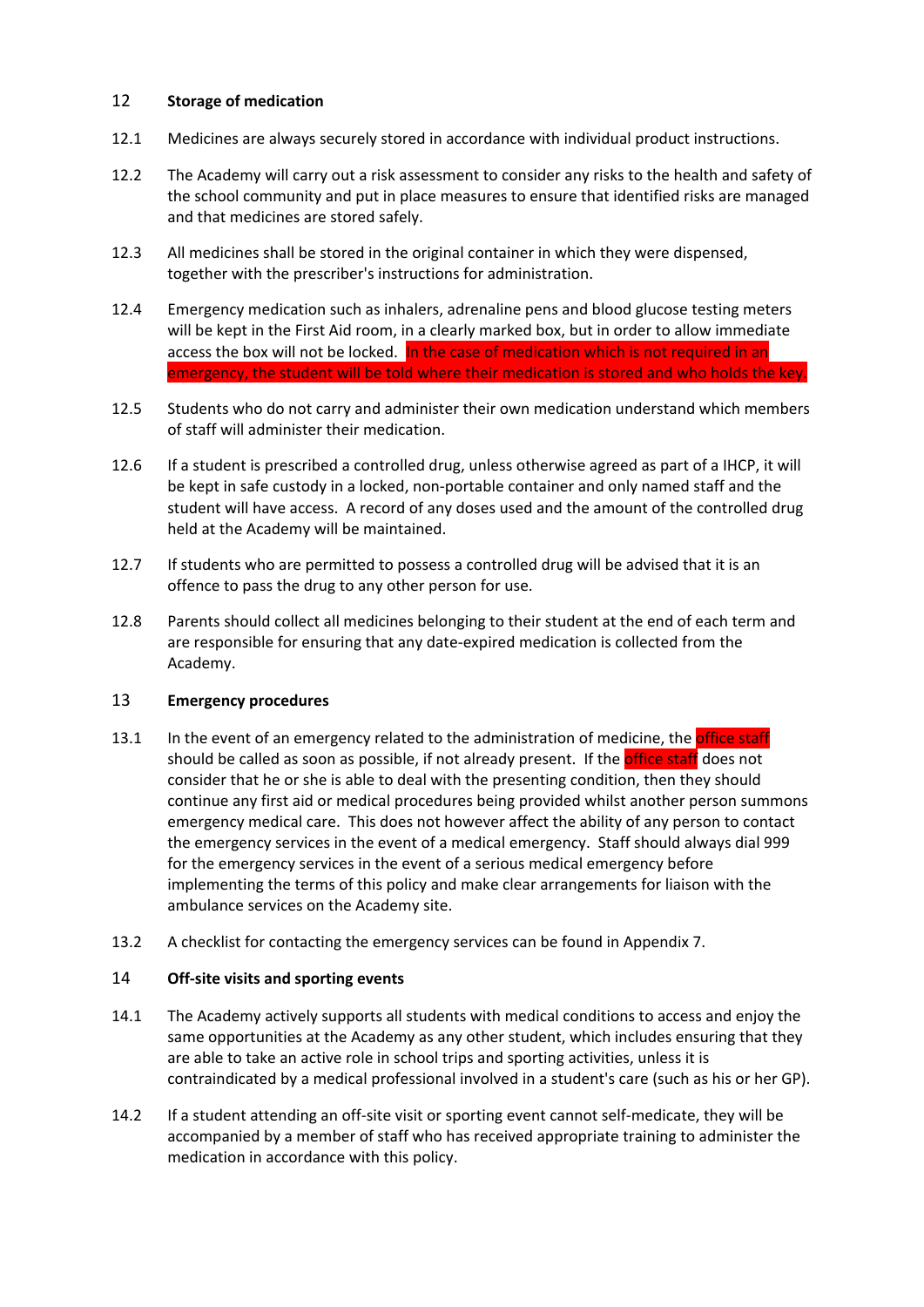## 12 Storage of medication

12.1 Medicines are always securely stored in accordance with individual product instructions.

12.2 The Academy will carry out a risk assessment to consider any risks to the health and safety of the school community and put in place measures to ensure that identified risks are managed and that medicines are stored safely.

12.3 All medicines shall be stored in the original container in which they were dispensed, together with the prescriber's instructions for administration.

12.4 Emergency medication such as inhalers, adrenaline pens and blood glucose testing meters will be kept in the First Aid room, in a clearly marked box, but in order to allow immediate access the box will not be locked. In the case of medication which is not required in an emergency, the student will be told where their medication is stored and who holds the key.

12.5 Students who do not carry and administer their own medication understand which members of staff will administer their medication.

12.6 If a student is prescribed a controlled drug, unless otherwise agreed as part of a IHCP, it will be kept in safe custody in a locked, non-portable container and only named staff and the student will have access. A record of any doses used and the amount of the controlled drug held at the Academy will be maintained.

12.7 If students who are permitted to possess a controlled drug will be advised that it is an offence to pass the drug to any other person for use.

12.8 Parents should collect all medicines belonging to their student at the end of each term and are responsible for ensuring that any date-expired medication is collected from the Academy.

## 13 Emergency procedures

13.1 In the event of an emergency related to the administration of medicine, the office staff should be called as soon as possible, if not already present. If the office staff does not consider that he or she is able to deal with the presenting condition, then they should continue any first aid or medical procedures being provided whilst another person summons emergency medical care. This does not however affect the ability of any person to contact the emergency services in the event of a medical emergency. Staff should always dial 999 for the emergency services in the event of a serious medical emergency before implementing the terms of this policy and make clear arrangements for liaison with the ambulance services on the Academy site.

13.2 A checklist for contacting the emergency services can be found in Appendix 7.

## 14 Off-site visits and sporting events

14.1 The Academy actively supports all students with medical conditions to access and enjoy the same opportunities at the Academy as any other student, which includes ensuring that they are able to take an active role in school trips and sporting activities, unless it is contraindicated by a medical professional involved in a student's care (such as his or her GP).

14.2 If a student attending an off-site visit or sporting event cannot self-medicate, they will be accompanied by a member of staff who has received appropriate training to administer the medication in accordance with this policy.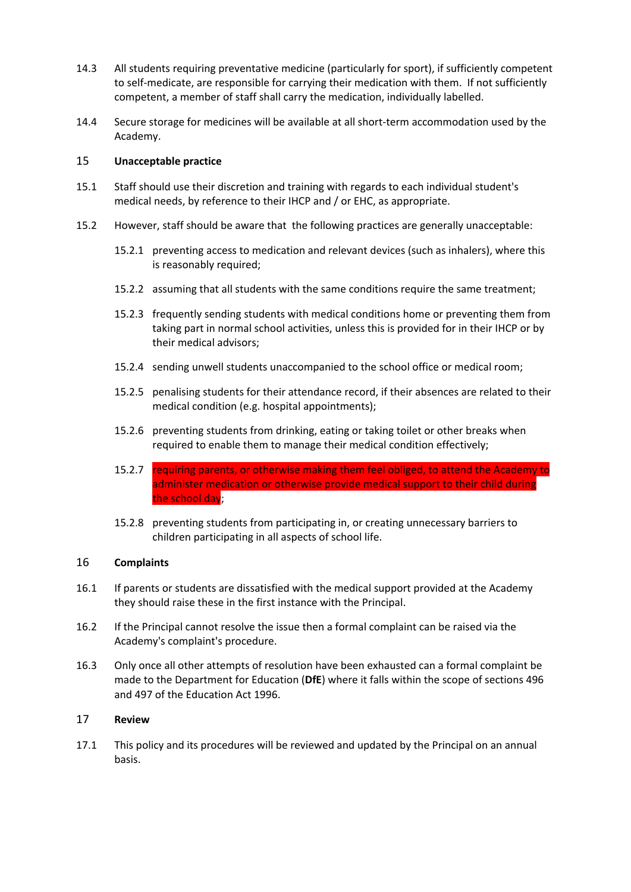14.3 All students requiring preventative medicine (particularly for sport), if sufficiently competent to self-medicate, are responsible for carrying their medication with them. If not sufficiently competent, a member of staff shall carry the medication, individually labelled.

14.4 Secure storage for medicines will be available at all short-term accommodation used by the Academy.

## 15 Unacceptable practice

15.1 Staff should use their discretion and training with regards to each individual student's medical needs, by reference to their IHCP and / or EHC, as appropriate.

15.2 However, staff should be aware that the following practices are generally unacceptable:

- 15.2.1 preventing access to medication and relevant devices (such as inhalers), where this is reasonably required;
- 15.2.2 assuming that all students with the same conditions require the same treatment;
- 15.2.3 frequently sending students with medical conditions home or preventing them from taking part in normal school activities, unless this is provided for in their IHCP or by their medical advisors;
- 15.2.4 sending unwell students unaccompanied to the school office or medical room;
- 15.2.5 penalising students for their attendance record, if their absences are related to their medical condition (e.g. hospital appointments);
- 15.2.6 preventing students from drinking, eating or taking toilet or other breaks when required to enable them to manage their medical condition effectively;
- 15.2.7 requiring parents, or otherwise making them feel obliged, to attend the Academy to administer medication or otherwise provide medical support to their child during the school day;
- 15.2.8 preventing students from participating in, or creating unnecessary barriers to children participating in all aspects of school life.

## 16 Complaints

16.1 If parents or students are dissatisfied with the medical support provided at the Academy they should raise these in the first instance with the Principal.

16.2 If the Principal cannot resolve the issue then a formal complaint can be raised via the Academy's complaint's procedure.

16.3 Only once all other attempts of resolution have been exhausted can a formal complaint be made to the Department for Education (**DfE**) where it falls within the scope of sections 496 and 497 of the Education Act 1996.

## 17 Review

17.1 This policy and its procedures will be reviewed and updated by the Principal on an annual basis.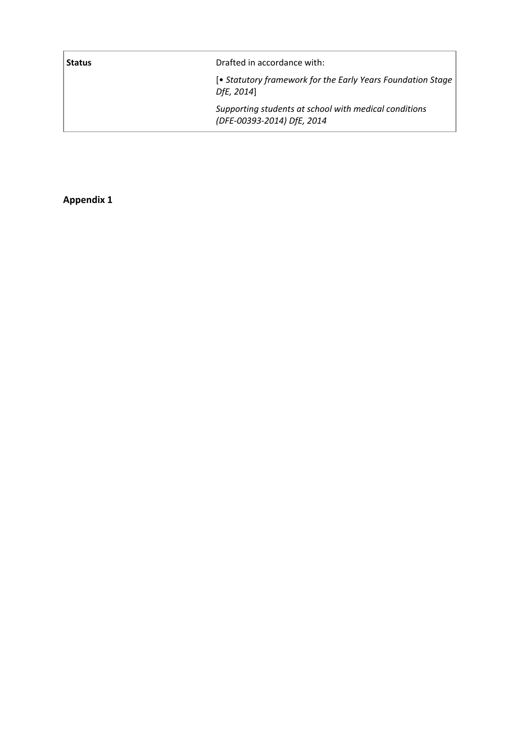| | |
|---|---|
| **Status** | Drafted in accordance with:<br><br>[• *Statutory framework for the Early Years Foundation Stage DfE, 2014*]<br><br>*Supporting students at school with medical conditions (DFE-00393-2014) DfE, 2014* |

**Appendix 1**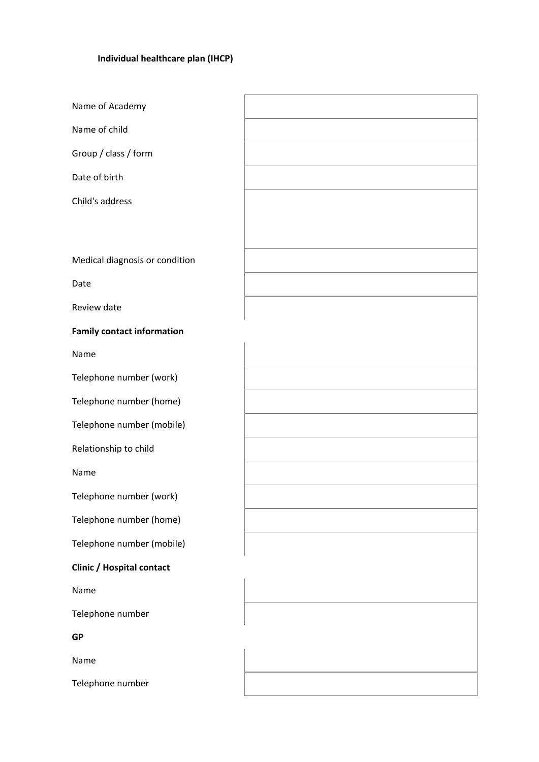**Individual healthcare plan (IHCP)**

| | |
|---|---|
| Name of Academy | |
| Name of child | |
| Group / class / form | |
| Date of birth | |
| Child's address | |
| Medical diagnosis or condition | |
| Date | |
| Review date | |
| **Family contact information** | |
| Name | |
| Telephone number (work) | |
| Telephone number (home) | |
| Telephone number (mobile) | |
| Relationship to child | |
| Name | |
| Telephone number (work) | |
| Telephone number (home) | |
| Telephone number (mobile) | |
| **Clinic / Hospital contact** | |
| Name | |
| Telephone number | |
| **GP** | |
| Name | |
| Telephone number | |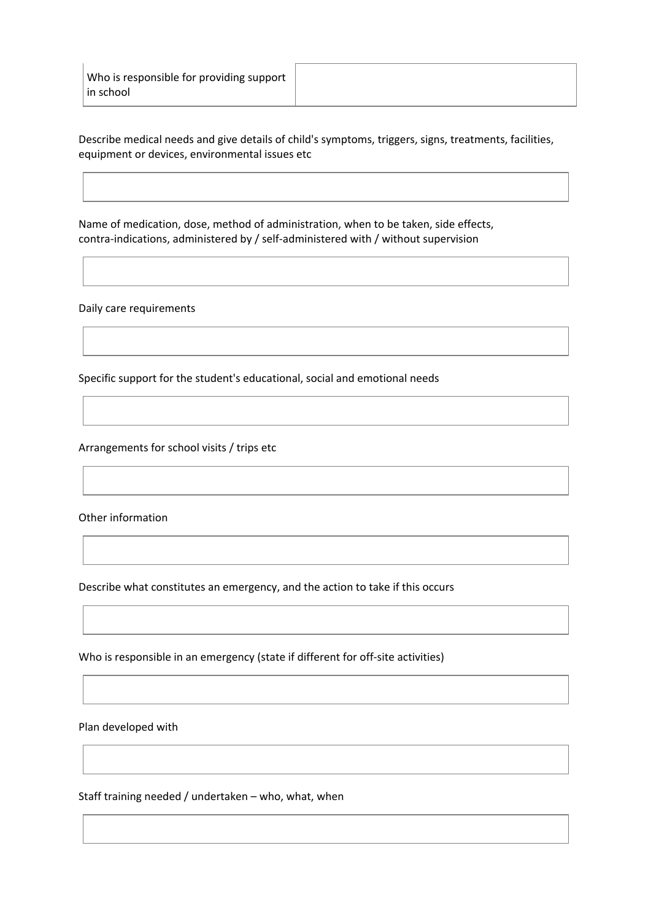| | |
|---|---|
| Who is responsible for providing support in school | |

Describe medical needs and give details of child's symptoms, triggers, signs, treatments, facilities, equipment or devices, environmental issues etc

| |
|---|
| |

Name of medication, dose, method of administration, when to be taken, side effects, contra-indications, administered by / self-administered with / without supervision

| |
|---|
| |

Daily care requirements

| |
|---|
| |

Specific support for the student's educational, social and emotional needs

| |
|---|
| |

Arrangements for school visits / trips etc

| |
|---|
| |

Other information

| |
|---|
| |

Describe what constitutes an emergency, and the action to take if this occurs

| |
|---|
| |

Who is responsible in an emergency (state if different for off-site activities)

| |
|---|
| |

Plan developed with

| |
|---|
| |

Staff training needed / undertaken – who, what, when

| |
|---|
| |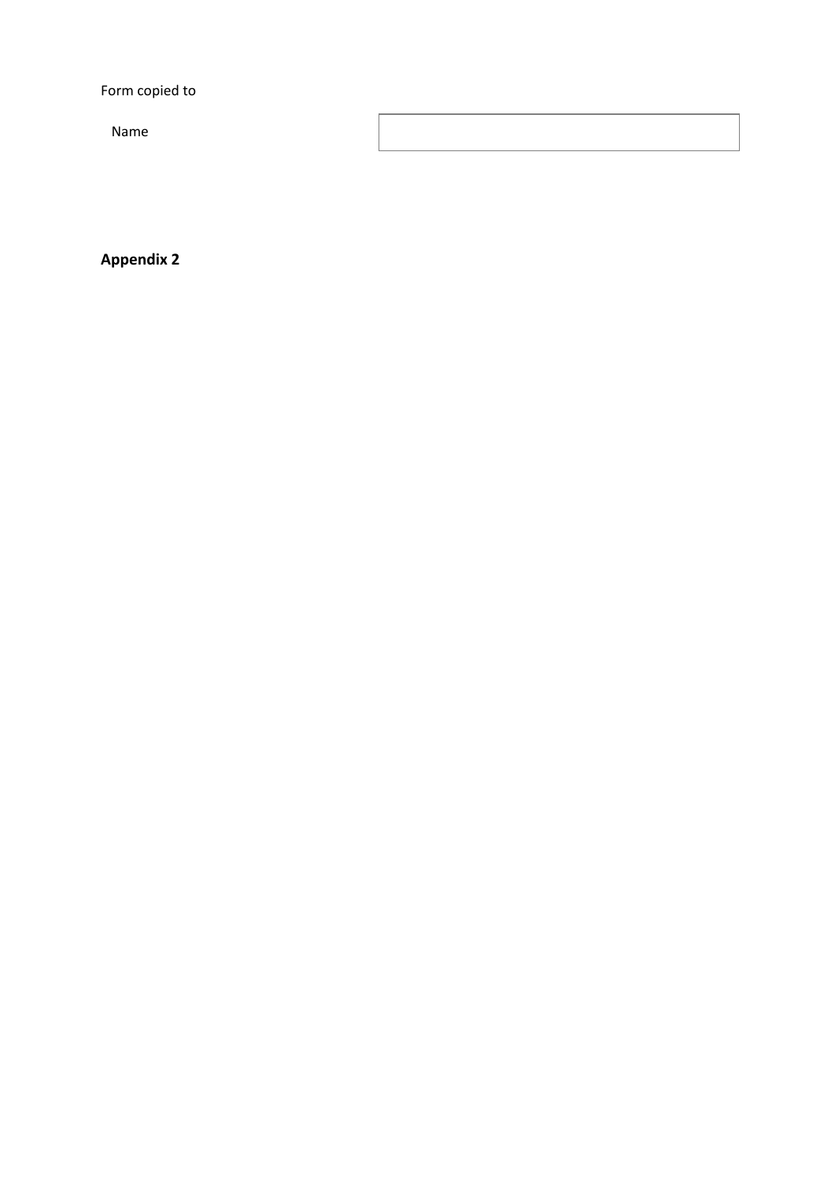Form copied to

| | |
|---|---|
| Name | |

**Appendix 2**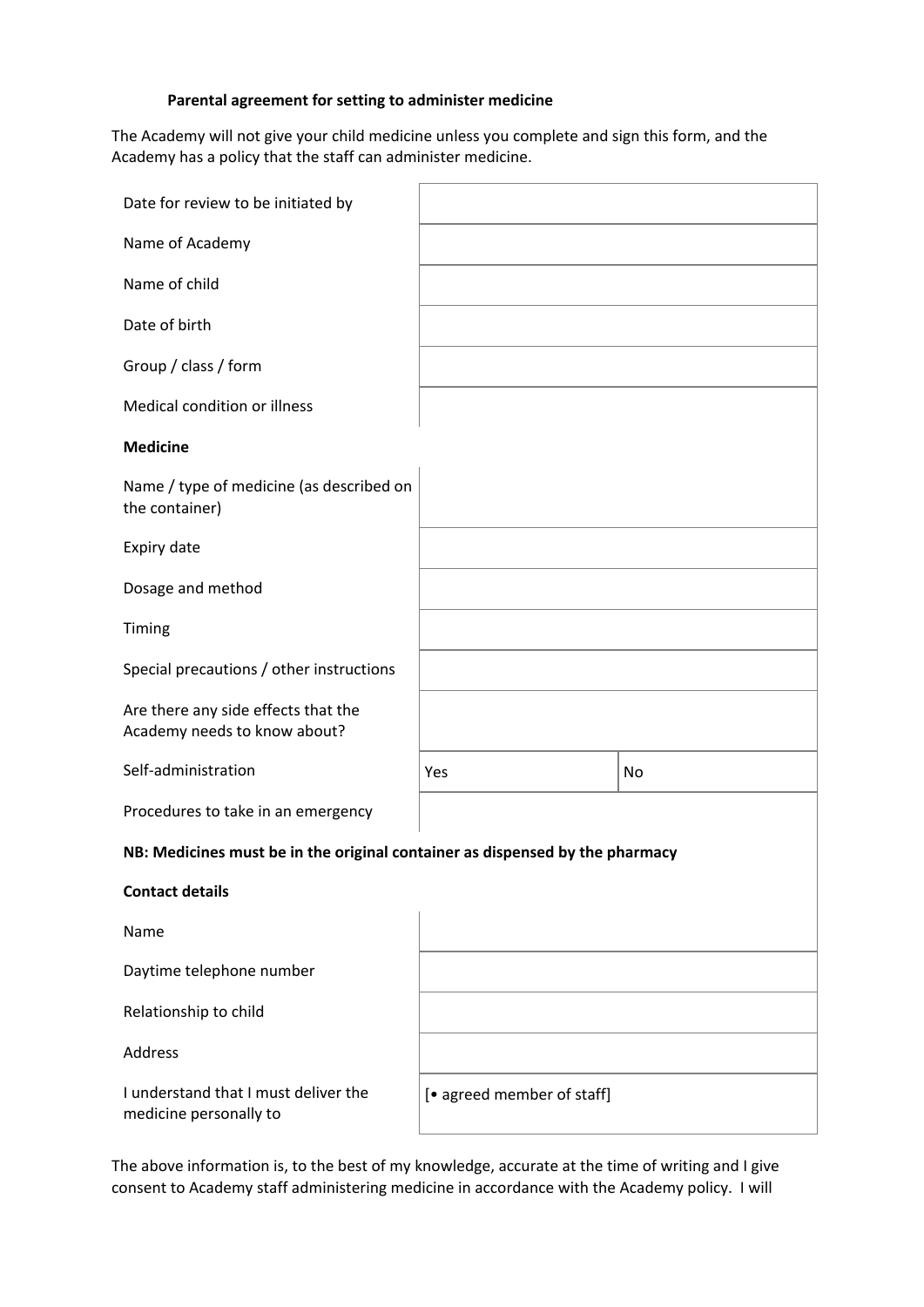**Parental agreement for setting to administer medicine**

The Academy will not give your child medicine unless you complete and sign this form, and the Academy has a policy that the staff can administer medicine.

| | | |
|---|---|---|
| Date for review to be initiated by | | |
| Name of Academy | | |
| Name of child | | |
| Date of birth | | |
| Group / class / form | | |
| Medical condition or illness | | |
| **Medicine** | | |
| Name / type of medicine (as described on the container) | | |
| Expiry date | | |
| Dosage and method | | |
| Timing | | |
| Special precautions / other instructions | | |
| Are there any side effects that the Academy needs to know about? | | |
| Self-administration | Yes | No |
| Procedures to take in an emergency | | |
| **NB: Medicines must be in the original container as dispensed by the pharmacy** | | |
| **Contact details** | | |
| Name | | |
| Daytime telephone number | | |
| Relationship to child | | |
| Address | | |
| I understand that I must deliver the medicine personally to | [• agreed member of staff] | |

The above information is, to the best of my knowledge, accurate at the time of writing and I give consent to Academy staff administering medicine in accordance with the Academy policy. I will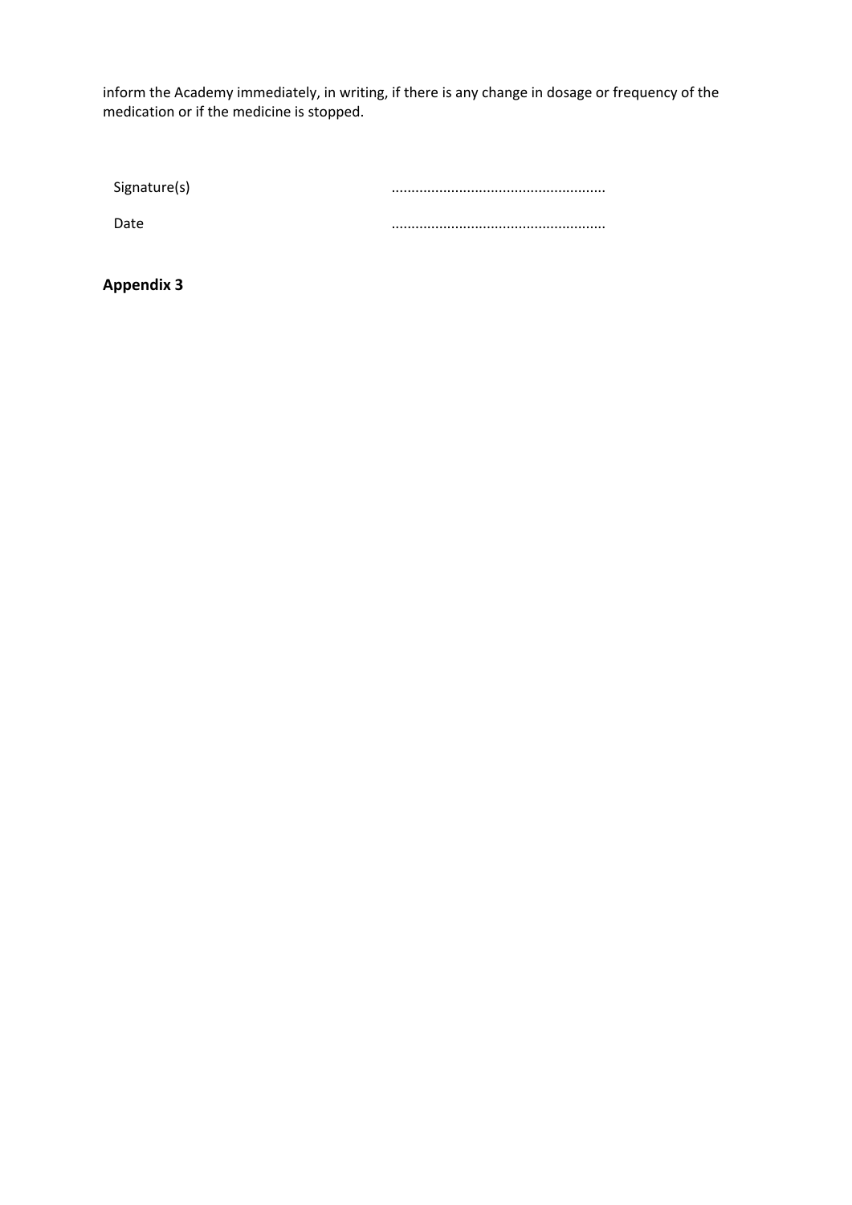inform the Academy immediately, in writing, if there is any change in dosage or frequency of the medication or if the medicine is stopped.

| | |
|---|---|
| Signature(s) | ..................................................... |
| Date | ..................................................... |

**Appendix 3**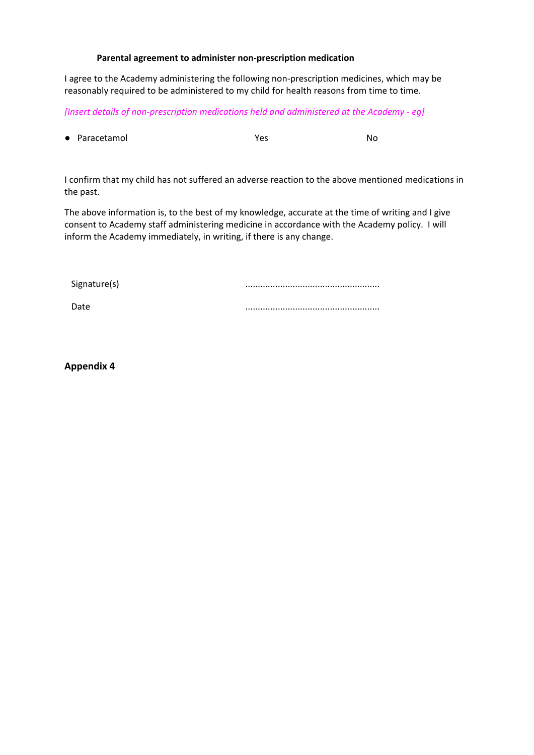**Parental agreement to administer non-prescription medication**

I agree to the Academy administering the following non-prescription medicines, which may be reasonably required to be administered to my child for health reasons from time to time.

*[Insert details of non-prescription medications held and administered at the Academy - eg]*

- Paracetamol Yes No

I confirm that my child has not suffered an adverse reaction to the above mentioned medications in the past.

The above information is, to the best of my knowledge, accurate at the time of writing and I give consent to Academy staff administering medicine in accordance with the Academy policy. I will inform the Academy immediately, in writing, if there is any change.

Signature(s) .....................................................

Date .....................................................

**Appendix 4**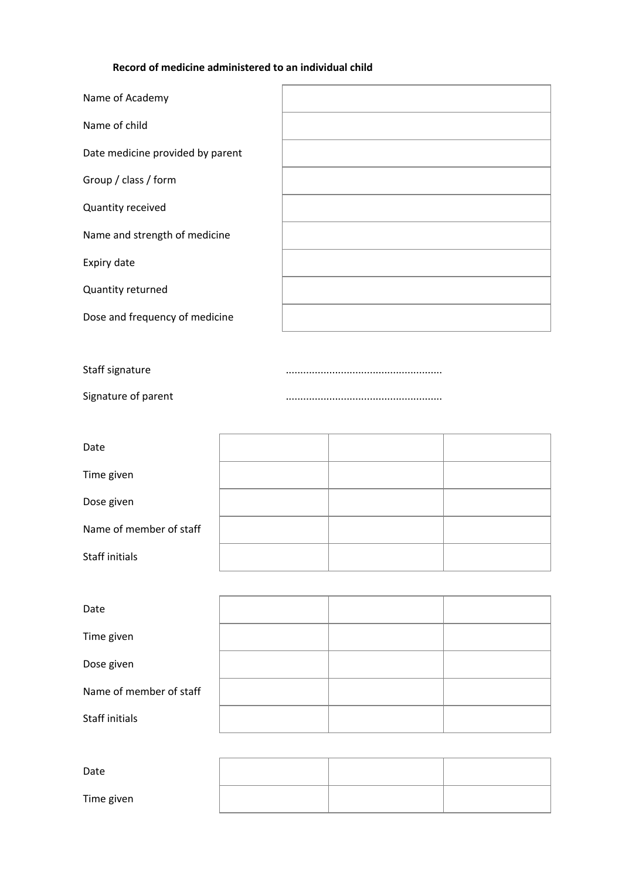**Record of medicine administered to an individual child**

| | |
|---|---|
| Name of Academy | |
| Name of child | |
| Date medicine provided by parent | |
| Group / class / form | |
| Quantity received | |
| Name and strength of medicine | |
| Expiry date | |
| Quantity returned | |
| Dose and frequency of medicine | |

Staff signature ......................................................

Signature of parent ......................................................

| | | | |
|---|---|---|---|
| Date | | | |
| Time given | | | |
| Dose given | | | |
| Name of member of staff | | | |
| Staff initials | | | |

| | | | |
|---|---|---|---|
| Date | | | |
| Time given | | | |
| Dose given | | | |
| Name of member of staff | | | |
| Staff initials | | | |

| | | | |
|---|---|---|---|
| Date | | | |
| Time given | | | |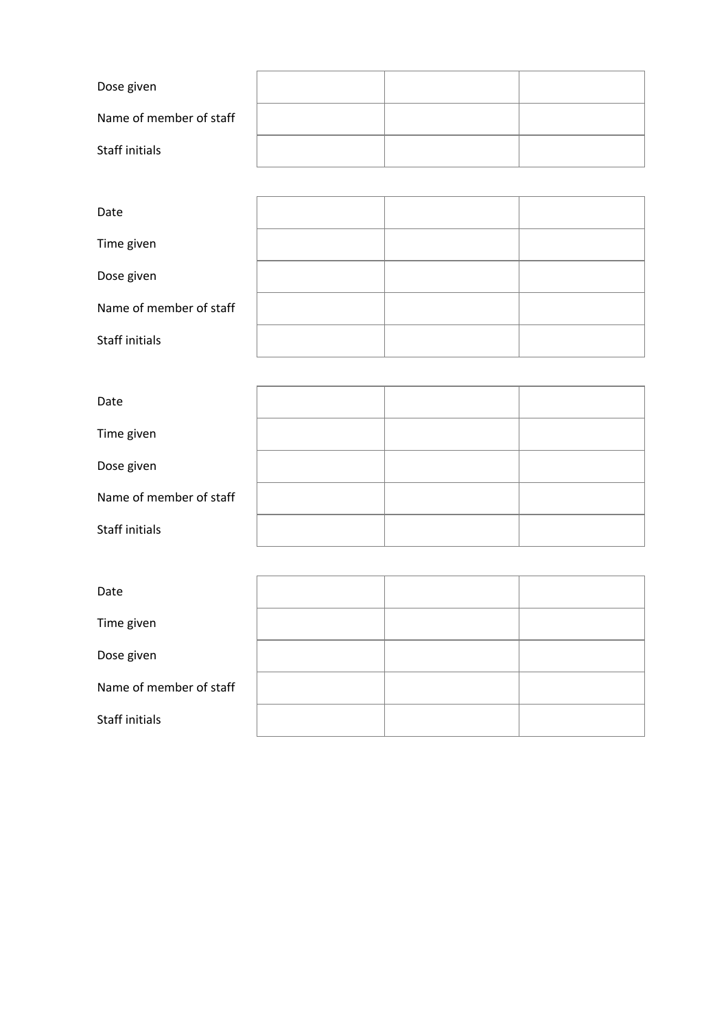| | | | |
|---|---|---|---|
| Dose given | | | |
| Name of member of staff | | | |
| Staff initials | | | |

| | | | |
|---|---|---|---|
| Date | | | |
| Time given | | | |
| Dose given | | | |
| Name of member of staff | | | |
| Staff initials | | | |

| | | | |
|---|---|---|---|
| Date | | | |
| Time given | | | |
| Dose given | | | |
| Name of member of staff | | | |
| Staff initials | | | |

| | | | |
|---|---|---|---|
| Date | | | |
| Time given | | | |
| Dose given | | | |
| Name of member of staff | | | |
| Staff initials | | | |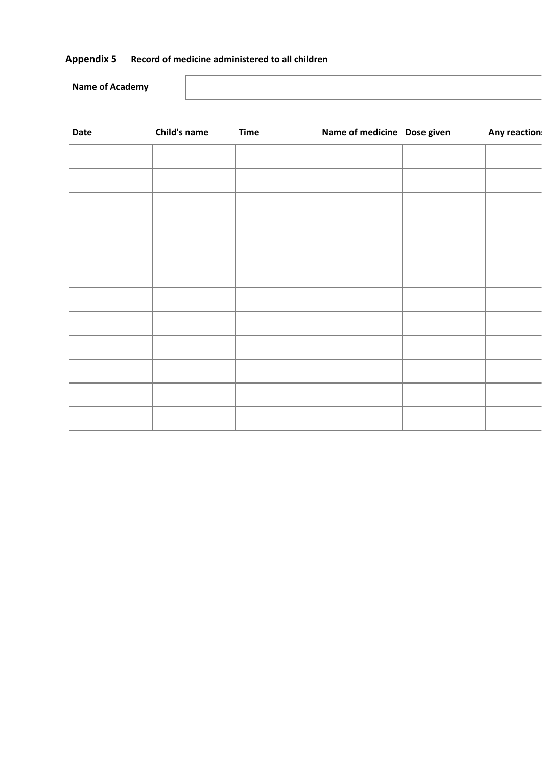## Appendix 5 Record of medicine administered to all children

**Name of Academy**

| |
|---|
| |

| Date | Child's name | Time | Name of medicine | Dose given | Any reaction |
|---|---|---|---|---|---|
| | | | | | |
| | | | | | |
| | | | | | |
| | | | | | |
| | | | | | |
| | | | | | |
| | | | | | |
| | | | | | |
| | | | | | |
| | | | | | |
| | | | | | |
| | | | | | |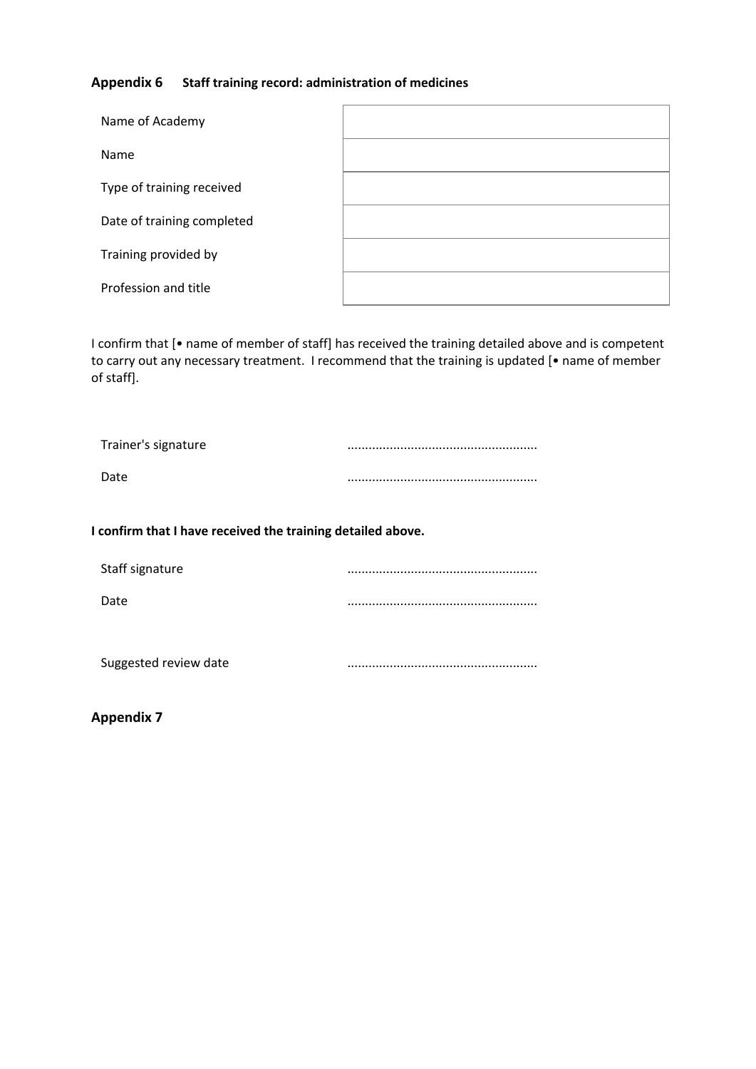## Appendix 6 Staff training record: administration of medicines

| | |
|---|---|
| Name of Academy | |
| Name | |
| Type of training received | |
| Date of training completed | |
| Training provided by | |
| Profession and title | |

I confirm that [• name of member of staff] has received the training detailed above and is competent to carry out any necessary treatment. I recommend that the training is updated [• name of member of staff].

Trainer's signature ......................................................

Date ......................................................

**I confirm that I have received the training detailed above.**

Staff signature ......................................................

Date ......................................................

Suggested review date ......................................................

## Appendix 7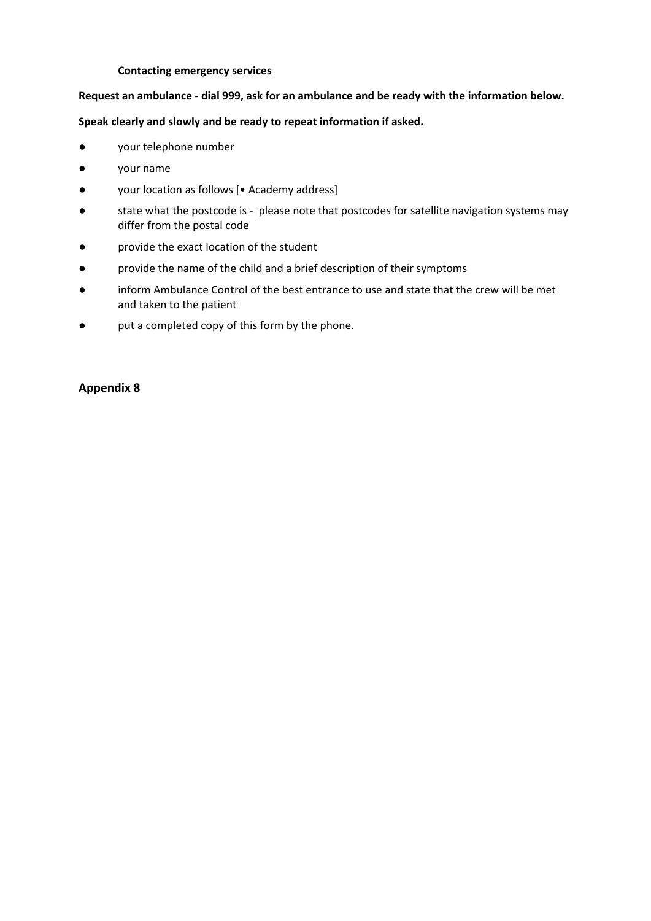**Contacting emergency services**

**Request an ambulance - dial 999, ask for an ambulance and be ready with the information below.**

**Speak clearly and slowly and be ready to repeat information if asked.**

- your telephone number
- your name
- your location as follows [• Academy address]
- state what the postcode is - please note that postcodes for satellite navigation systems may differ from the postal code
- provide the exact location of the student
- provide the name of the child and a brief description of their symptoms
- inform Ambulance Control of the best entrance to use and state that the crew will be met and taken to the patient
- put a completed copy of this form by the phone.

## Appendix 8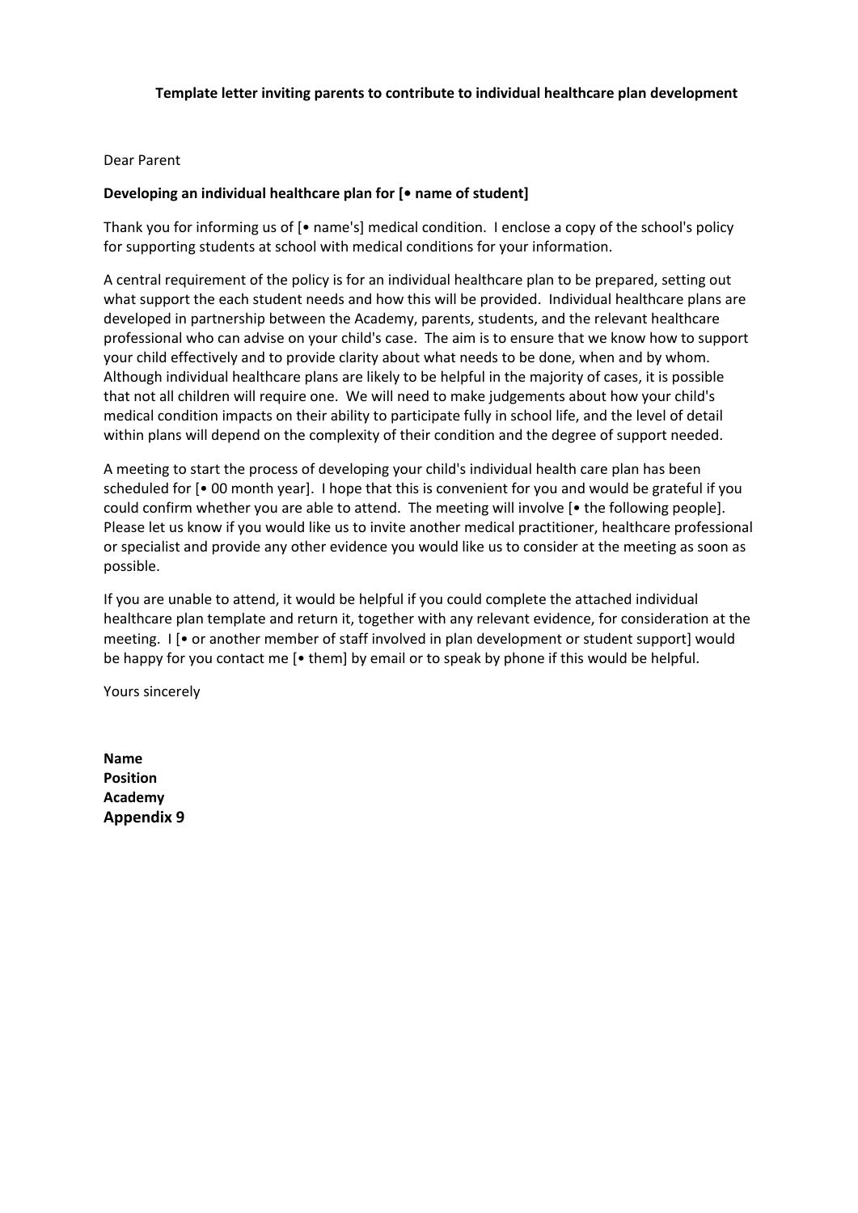**Template letter inviting parents to contribute to individual healthcare plan development**

Dear Parent

**Developing an individual healthcare plan for [• name of student]**

Thank you for informing us of [• name's] medical condition. I enclose a copy of the school's policy for supporting students at school with medical conditions for your information.

A central requirement of the policy is for an individual healthcare plan to be prepared, setting out what support the each student needs and how this will be provided. Individual healthcare plans are developed in partnership between the Academy, parents, students, and the relevant healthcare professional who can advise on your child's case. The aim is to ensure that we know how to support your child effectively and to provide clarity about what needs to be done, when and by whom. Although individual healthcare plans are likely to be helpful in the majority of cases, it is possible that not all children will require one. We will need to make judgements about how your child's medical condition impacts on their ability to participate fully in school life, and the level of detail within plans will depend on the complexity of their condition and the degree of support needed.

A meeting to start the process of developing your child's individual health care plan has been scheduled for [• 00 month year]. I hope that this is convenient for you and would be grateful if you could confirm whether you are able to attend. The meeting will involve [• the following people]. Please let us know if you would like us to invite another medical practitioner, healthcare professional or specialist and provide any other evidence you would like us to consider at the meeting as soon as possible.

If you are unable to attend, it would be helpful if you could complete the attached individual healthcare plan template and return it, together with any relevant evidence, for consideration at the meeting. I [• or another member of staff involved in plan development or student support] would be happy for you contact me [• them] by email or to speak by phone if this would be helpful.

Yours sincerely

**Name**
**Position**
**Academy**
**Appendix 9**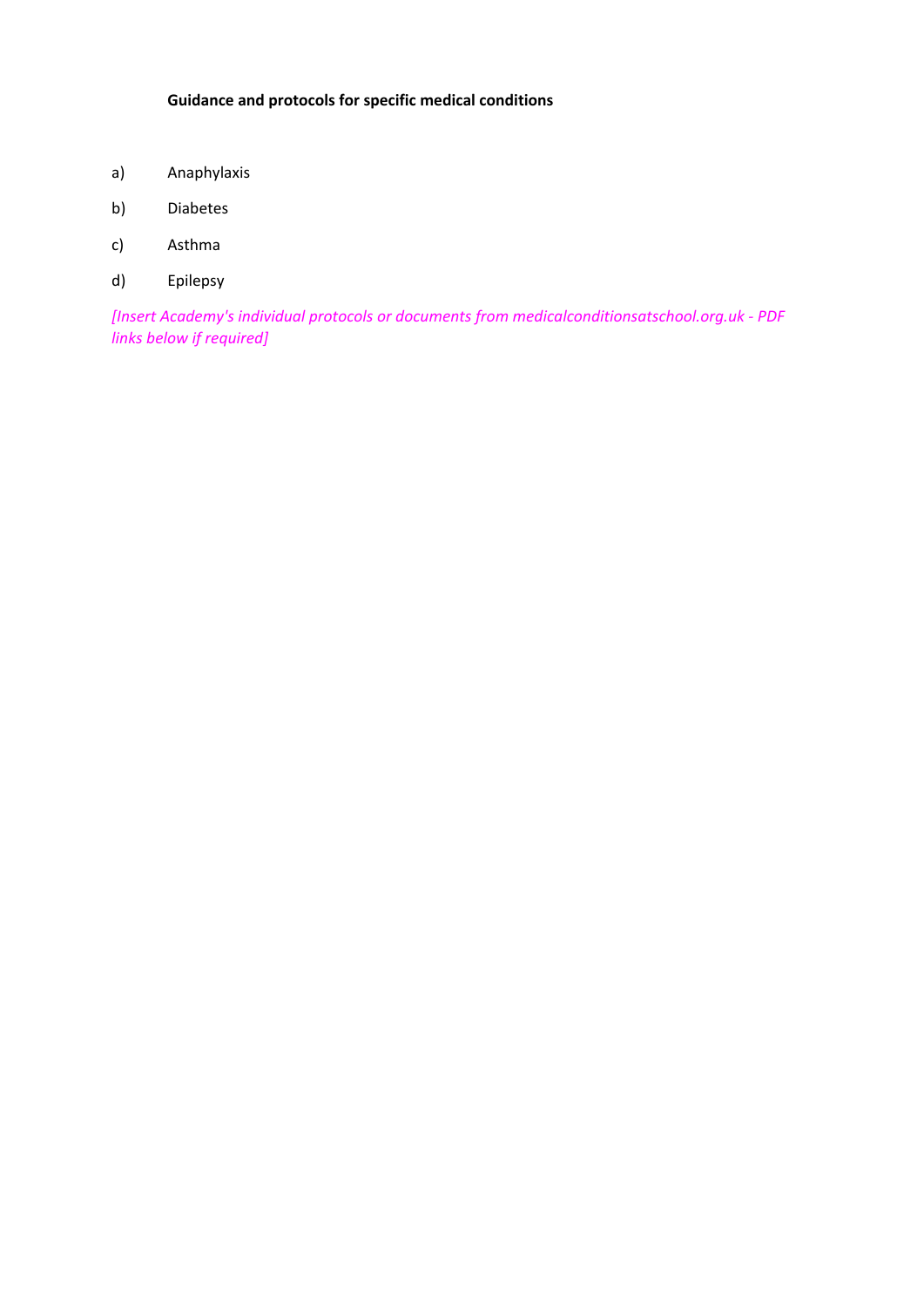**Guidance and protocols for specific medical conditions**

a) Anaphylaxis

b) Diabetes

c) Asthma

d) Epilepsy

*[Insert Academy's individual protocols or documents from medicalconditionsatschool.org.uk - PDF links below if required]*